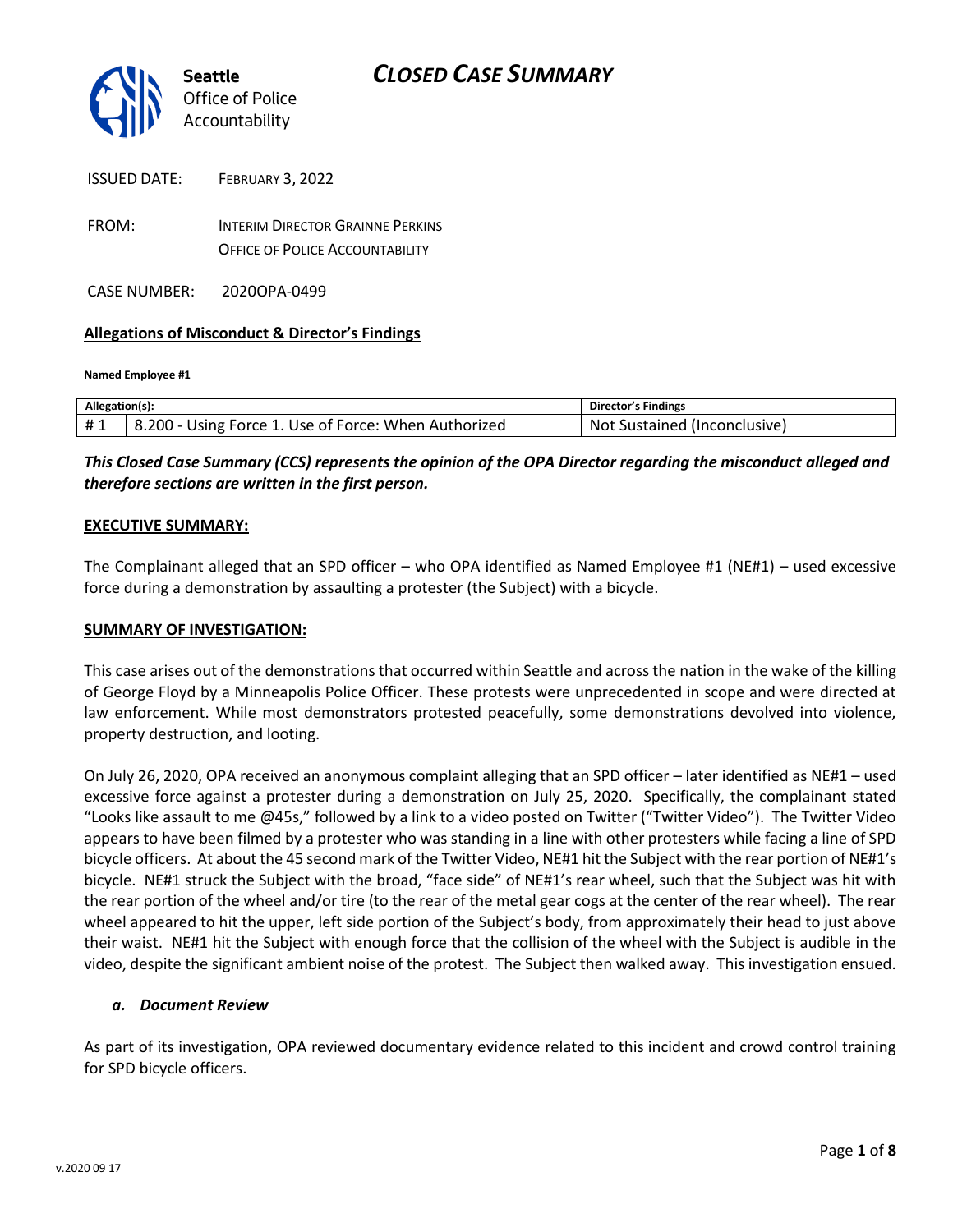**Seattle**
Office of Police Accountability

# *CLOSED CASE SUMMARY*

ISSUED DATE: FEBRUARY 3, 2022

FROM: INTERIM DIRECTOR GRAINNE PERKINS
OFFICE OF POLICE ACCOUNTABILITY

CASE NUMBER: 2020OPA-0499

**Allegations of Misconduct & Director's Findings**

**Named Employee #1**

| Allegation(s): | | Director's Findings |
|---|---|---|
| # 1 | 8.200 - Using Force 1. Use of Force: When Authorized | Not Sustained (Inconclusive) |

***This Closed Case Summary (CCS) represents the opinion of the OPA Director regarding the misconduct alleged and therefore sections are written in the first person.***

**EXECUTIVE SUMMARY:**

The Complainant alleged that an SPD officer – who OPA identified as Named Employee #1 (NE#1) – used excessive force during a demonstration by assaulting a protester (the Subject) with a bicycle.

**SUMMARY OF INVESTIGATION:**

This case arises out of the demonstrations that occurred within Seattle and across the nation in the wake of the killing of George Floyd by a Minneapolis Police Officer. These protests were unprecedented in scope and were directed at law enforcement. While most demonstrators protested peacefully, some demonstrations devolved into violence, property destruction, and looting.

On July 26, 2020, OPA received an anonymous complaint alleging that an SPD officer – later identified as NE#1 – used excessive force against a protester during a demonstration on July 25, 2020. Specifically, the complainant stated "Looks like assault to me @45s," followed by a link to a video posted on Twitter ("Twitter Video"). The Twitter Video appears to have been filmed by a protester who was standing in a line with other protesters while facing a line of SPD bicycle officers. At about the 45 second mark of the Twitter Video, NE#1 hit the Subject with the rear portion of NE#1's bicycle. NE#1 struck the Subject with the broad, "face side" of NE#1's rear wheel, such that the Subject was hit with the rear portion of the wheel and/or tire (to the rear of the metal gear cogs at the center of the rear wheel). The rear wheel appeared to hit the upper, left side portion of the Subject's body, from approximately their head to just above their waist. NE#1 hit the Subject with enough force that the collision of the wheel with the Subject is audible in the video, despite the significant ambient noise of the protest. The Subject then walked away. This investigation ensued.

### *a. Document Review*

As part of its investigation, OPA reviewed documentary evidence related to this incident and crowd control training for SPD bicycle officers.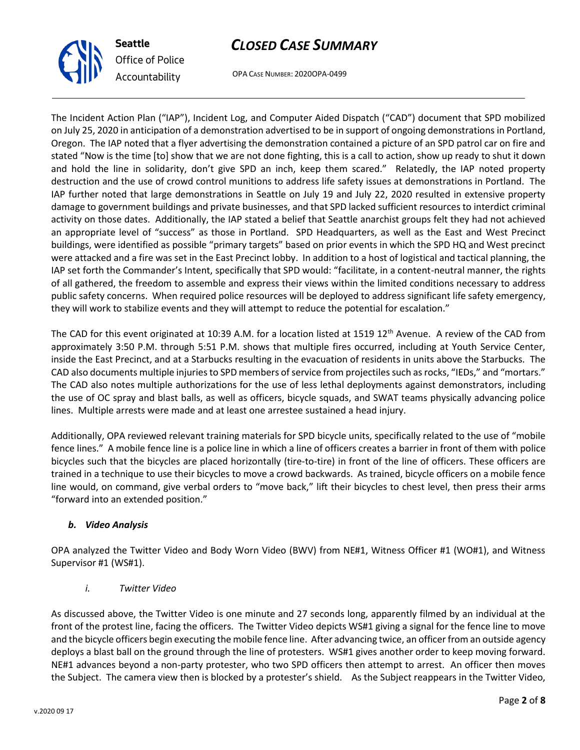The Incident Action Plan ("IAP"), Incident Log, and Computer Aided Dispatch ("CAD") document that SPD mobilized on July 25, 2020 in anticipation of a demonstration advertised to be in support of ongoing demonstrations in Portland, Oregon. The IAP noted that a flyer advertising the demonstration contained a picture of an SPD patrol car on fire and stated "Now is the time [to] show that we are not done fighting, this is a call to action, show up ready to shut it down and hold the line in solidarity, don't give SPD an inch, keep them scared." Relatedly, the IAP noted property destruction and the use of crowd control munitions to address life safety issues at demonstrations in Portland. The IAP further noted that large demonstrations in Seattle on July 19 and July 22, 2020 resulted in extensive property damage to government buildings and private businesses, and that SPD lacked sufficient resources to interdict criminal activity on those dates. Additionally, the IAP stated a belief that Seattle anarchist groups felt they had not achieved an appropriate level of "success" as those in Portland. SPD Headquarters, as well as the East and West Precinct buildings, were identified as possible "primary targets" based on prior events in which the SPD HQ and West precinct were attacked and a fire was set in the East Precinct lobby. In addition to a host of logistical and tactical planning, the IAP set forth the Commander's Intent, specifically that SPD would: "facilitate, in a content-neutral manner, the rights of all gathered, the freedom to assemble and express their views within the limited conditions necessary to address public safety concerns. When required police resources will be deployed to address significant life safety emergency, they will work to stabilize events and they will attempt to reduce the potential for escalation."

The CAD for this event originated at 10:39 A.M. for a location listed at 1519 12th Avenue. A review of the CAD from approximately 3:50 P.M. through 5:51 P.M. shows that multiple fires occurred, including at Youth Service Center, inside the East Precinct, and at a Starbucks resulting in the evacuation of residents in units above the Starbucks. The CAD also documents multiple injuries to SPD members of service from projectiles such as rocks, "IEDs," and "mortars." The CAD also notes multiple authorizations for the use of less lethal deployments against demonstrators, including the use of OC spray and blast balls, as well as officers, bicycle squads, and SWAT teams physically advancing police lines. Multiple arrests were made and at least one arrestee sustained a head injury.

Additionally, OPA reviewed relevant training materials for SPD bicycle units, specifically related to the use of "mobile fence lines." A mobile fence line is a police line in which a line of officers creates a barrier in front of them with police bicycles such that the bicycles are placed horizontally (tire-to-tire) in front of the line of officers. These officers are trained in a technique to use their bicycles to move a crowd backwards. As trained, bicycle officers on a mobile fence line would, on command, give verbal orders to "move back," lift their bicycles to chest level, then press their arms "forward into an extended position."

### *b. Video Analysis*

OPA analyzed the Twitter Video and Body Worn Video (BWV) from NE#1, Witness Officer #1 (WO#1), and Witness Supervisor #1 (WS#1).

#### *i. Twitter Video*

As discussed above, the Twitter Video is one minute and 27 seconds long, apparently filmed by an individual at the front of the protest line, facing the officers. The Twitter Video depicts WS#1 giving a signal for the fence line to move and the bicycle officers begin executing the mobile fence line. After advancing twice, an officer from an outside agency deploys a blast ball on the ground through the line of protesters. WS#1 gives another order to keep moving forward. NE#1 advances beyond a non-party protester, who two SPD officers then attempt to arrest. An officer then moves the Subject. The camera view then is blocked by a protester's shield. As the Subject reappears in the Twitter Video,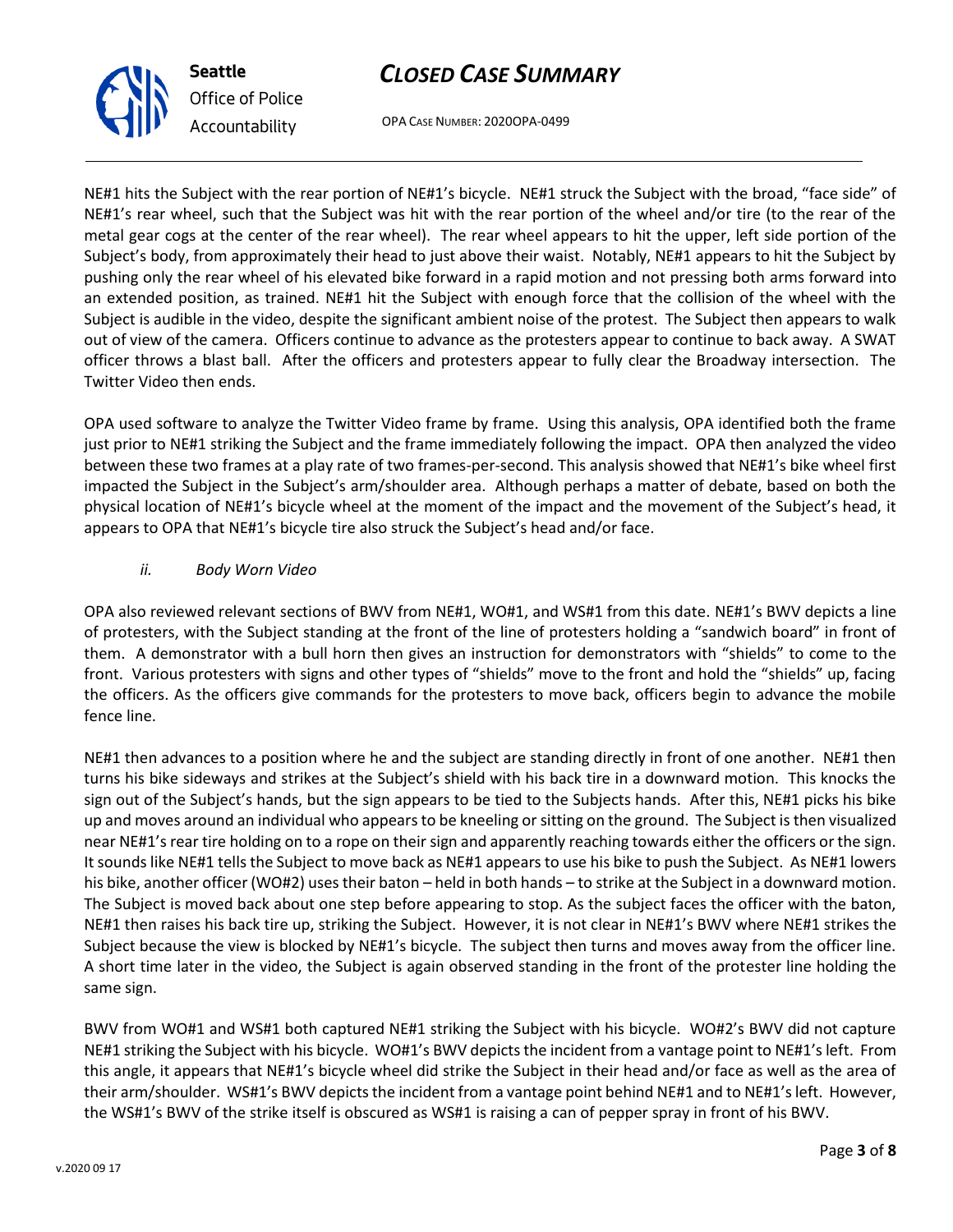NE#1 hits the Subject with the rear portion of NE#1's bicycle. NE#1 struck the Subject with the broad, "face side" of NE#1's rear wheel, such that the Subject was hit with the rear portion of the wheel and/or tire (to the rear of the metal gear cogs at the center of the rear wheel). The rear wheel appears to hit the upper, left side portion of the Subject's body, from approximately their head to just above their waist. Notably, NE#1 appears to hit the Subject by pushing only the rear wheel of his elevated bike forward in a rapid motion and not pressing both arms forward into an extended position, as trained. NE#1 hit the Subject with enough force that the collision of the wheel with the Subject is audible in the video, despite the significant ambient noise of the protest. The Subject then appears to walk out of view of the camera. Officers continue to advance as the protesters appear to continue to back away. A SWAT officer throws a blast ball. After the officers and protesters appear to fully clear the Broadway intersection. The Twitter Video then ends.

OPA used software to analyze the Twitter Video frame by frame. Using this analysis, OPA identified both the frame just prior to NE#1 striking the Subject and the frame immediately following the impact. OPA then analyzed the video between these two frames at a play rate of two frames-per-second. This analysis showed that NE#1's bike wheel first impacted the Subject in the Subject's arm/shoulder area. Although perhaps a matter of debate, based on both the physical location of NE#1's bicycle wheel at the moment of the impact and the movement of the Subject's head, it appears to OPA that NE#1's bicycle tire also struck the Subject's head and/or face.

*ii. Body Worn Video*

OPA also reviewed relevant sections of BWV from NE#1, WO#1, and WS#1 from this date. NE#1's BWV depicts a line of protesters, with the Subject standing at the front of the line of protesters holding a "sandwich board" in front of them. A demonstrator with a bull horn then gives an instruction for demonstrators with "shields" to come to the front. Various protesters with signs and other types of "shields" move to the front and hold the "shields" up, facing the officers. As the officers give commands for the protesters to move back, officers begin to advance the mobile fence line.

NE#1 then advances to a position where he and the subject are standing directly in front of one another. NE#1 then turns his bike sideways and strikes at the Subject's shield with his back tire in a downward motion. This knocks the sign out of the Subject's hands, but the sign appears to be tied to the Subjects hands. After this, NE#1 picks his bike up and moves around an individual who appears to be kneeling or sitting on the ground. The Subject is then visualized near NE#1's rear tire holding on to a rope on their sign and apparently reaching towards either the officers or the sign. It sounds like NE#1 tells the Subject to move back as NE#1 appears to use his bike to push the Subject. As NE#1 lowers his bike, another officer (WO#2) uses their baton – held in both hands – to strike at the Subject in a downward motion. The Subject is moved back about one step before appearing to stop. As the subject faces the officer with the baton, NE#1 then raises his back tire up, striking the Subject. However, it is not clear in NE#1's BWV where NE#1 strikes the Subject because the view is blocked by NE#1's bicycle. The subject then turns and moves away from the officer line. A short time later in the video, the Subject is again observed standing in the front of the protester line holding the same sign.

BWV from WO#1 and WS#1 both captured NE#1 striking the Subject with his bicycle. WO#2's BWV did not capture NE#1 striking the Subject with his bicycle. WO#1's BWV depicts the incident from a vantage point to NE#1's left. From this angle, it appears that NE#1's bicycle wheel did strike the Subject in their head and/or face as well as the area of their arm/shoulder. WS#1's BWV depicts the incident from a vantage point behind NE#1 and to NE#1's left. However, the WS#1's BWV of the strike itself is obscured as WS#1 is raising a can of pepper spray in front of his BWV.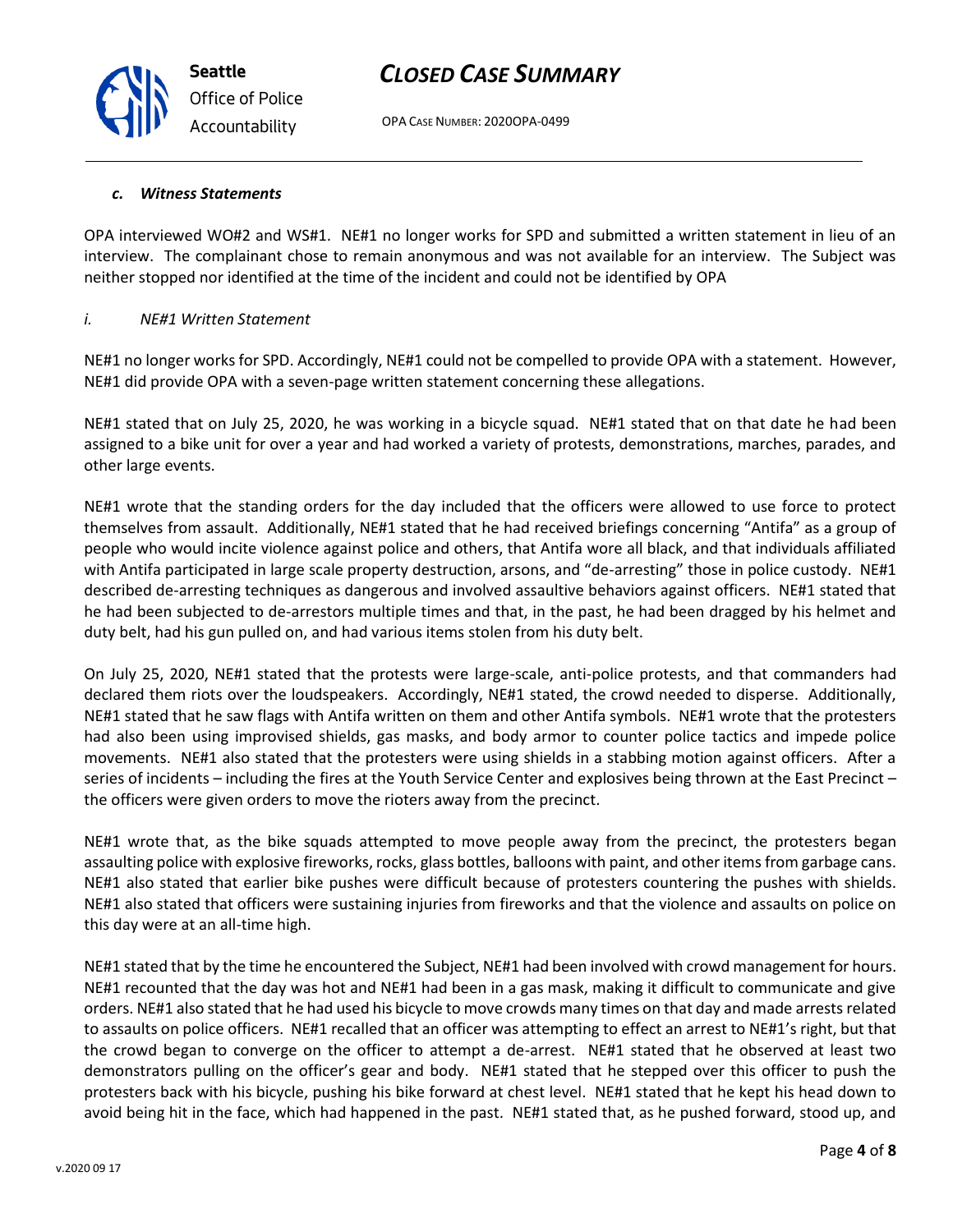### *c. Witness Statements*

OPA interviewed WO#2 and WS#1. NE#1 no longer works for SPD and submitted a written statement in lieu of an interview. The complainant chose to remain anonymous and was not available for an interview. The Subject was neither stopped nor identified at the time of the incident and could not be identified by OPA

*i. NE#1 Written Statement*

NE#1 no longer works for SPD. Accordingly, NE#1 could not be compelled to provide OPA with a statement. However, NE#1 did provide OPA with a seven-page written statement concerning these allegations.

NE#1 stated that on July 25, 2020, he was working in a bicycle squad. NE#1 stated that on that date he had been assigned to a bike unit for over a year and had worked a variety of protests, demonstrations, marches, parades, and other large events.

NE#1 wrote that the standing orders for the day included that the officers were allowed to use force to protect themselves from assault. Additionally, NE#1 stated that he had received briefings concerning "Antifa" as a group of people who would incite violence against police and others, that Antifa wore all black, and that individuals affiliated with Antifa participated in large scale property destruction, arsons, and "de-arresting" those in police custody. NE#1 described de-arresting techniques as dangerous and involved assaultive behaviors against officers. NE#1 stated that he had been subjected to de-arrestors multiple times and that, in the past, he had been dragged by his helmet and duty belt, had his gun pulled on, and had various items stolen from his duty belt.

On July 25, 2020, NE#1 stated that the protests were large-scale, anti-police protests, and that commanders had declared them riots over the loudspeakers. Accordingly, NE#1 stated, the crowd needed to disperse. Additionally, NE#1 stated that he saw flags with Antifa written on them and other Antifa symbols. NE#1 wrote that the protesters had also been using improvised shields, gas masks, and body armor to counter police tactics and impede police movements. NE#1 also stated that the protesters were using shields in a stabbing motion against officers. After a series of incidents – including the fires at the Youth Service Center and explosives being thrown at the East Precinct – the officers were given orders to move the rioters away from the precinct.

NE#1 wrote that, as the bike squads attempted to move people away from the precinct, the protesters began assaulting police with explosive fireworks, rocks, glass bottles, balloons with paint, and other items from garbage cans. NE#1 also stated that earlier bike pushes were difficult because of protesters countering the pushes with shields. NE#1 also stated that officers were sustaining injuries from fireworks and that the violence and assaults on police on this day were at an all-time high.

NE#1 stated that by the time he encountered the Subject, NE#1 had been involved with crowd management for hours. NE#1 recounted that the day was hot and NE#1 had been in a gas mask, making it difficult to communicate and give orders. NE#1 also stated that he had used his bicycle to move crowds many times on that day and made arrests related to assaults on police officers. NE#1 recalled that an officer was attempting to effect an arrest to NE#1's right, but that the crowd began to converge on the officer to attempt a de-arrest. NE#1 stated that he observed at least two demonstrators pulling on the officer's gear and body. NE#1 stated that he stepped over this officer to push the protesters back with his bicycle, pushing his bike forward at chest level. NE#1 stated that he kept his head down to avoid being hit in the face, which had happened in the past. NE#1 stated that, as he pushed forward, stood up, and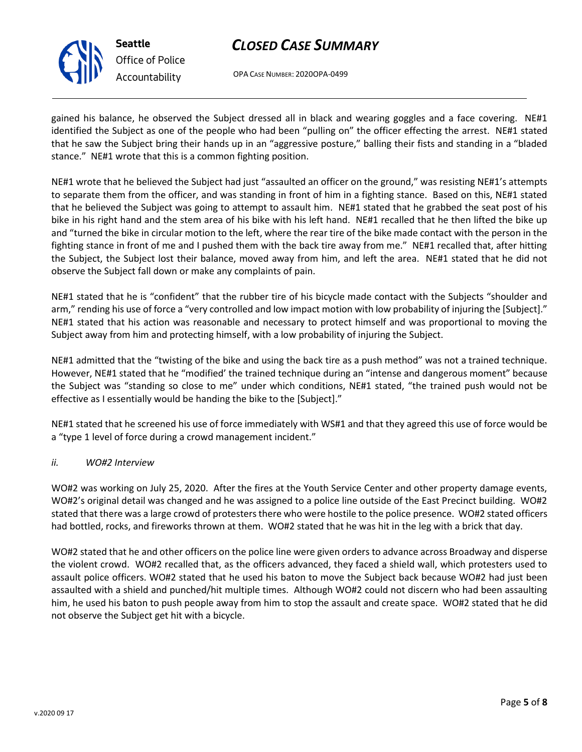gained his balance, he observed the Subject dressed all in black and wearing goggles and a face covering. NE#1 identified the Subject as one of the people who had been "pulling on" the officer effecting the arrest. NE#1 stated that he saw the Subject bring their hands up in an "aggressive posture," balling their fists and standing in a "bladed stance." NE#1 wrote that this is a common fighting position.

NE#1 wrote that he believed the Subject had just "assaulted an officer on the ground," was resisting NE#1's attempts to separate them from the officer, and was standing in front of him in a fighting stance. Based on this, NE#1 stated that he believed the Subject was going to attempt to assault him. NE#1 stated that he grabbed the seat post of his bike in his right hand and the stem area of his bike with his left hand. NE#1 recalled that he then lifted the bike up and "turned the bike in circular motion to the left, where the rear tire of the bike made contact with the person in the fighting stance in front of me and I pushed them with the back tire away from me." NE#1 recalled that, after hitting the Subject, the Subject lost their balance, moved away from him, and left the area. NE#1 stated that he did not observe the Subject fall down or make any complaints of pain.

NE#1 stated that he is "confident" that the rubber tire of his bicycle made contact with the Subjects "shoulder and arm," rending his use of force a "very controlled and low impact motion with low probability of injuring the [Subject]." NE#1 stated that his action was reasonable and necessary to protect himself and was proportional to moving the Subject away from him and protecting himself, with a low probability of injuring the Subject.

NE#1 admitted that the "twisting of the bike and using the back tire as a push method" was not a trained technique. However, NE#1 stated that he "modified' the trained technique during an "intense and dangerous moment" because the Subject was "standing so close to me" under which conditions, NE#1 stated, "the trained push would not be effective as I essentially would be handing the bike to the [Subject]."

NE#1 stated that he screened his use of force immediately with WS#1 and that they agreed this use of force would be a "type 1 level of force during a crowd management incident."

*ii. WO#2 Interview*

WO#2 was working on July 25, 2020. After the fires at the Youth Service Center and other property damage events, WO#2's original detail was changed and he was assigned to a police line outside of the East Precinct building. WO#2 stated that there was a large crowd of protesters there who were hostile to the police presence. WO#2 stated officers had bottled, rocks, and fireworks thrown at them. WO#2 stated that he was hit in the leg with a brick that day.

WO#2 stated that he and other officers on the police line were given orders to advance across Broadway and disperse the violent crowd. WO#2 recalled that, as the officers advanced, they faced a shield wall, which protesters used to assault police officers. WO#2 stated that he used his baton to move the Subject back because WO#2 had just been assaulted with a shield and punched/hit multiple times. Although WO#2 could not discern who had been assaulting him, he used his baton to push people away from him to stop the assault and create space. WO#2 stated that he did not observe the Subject get hit with a bicycle.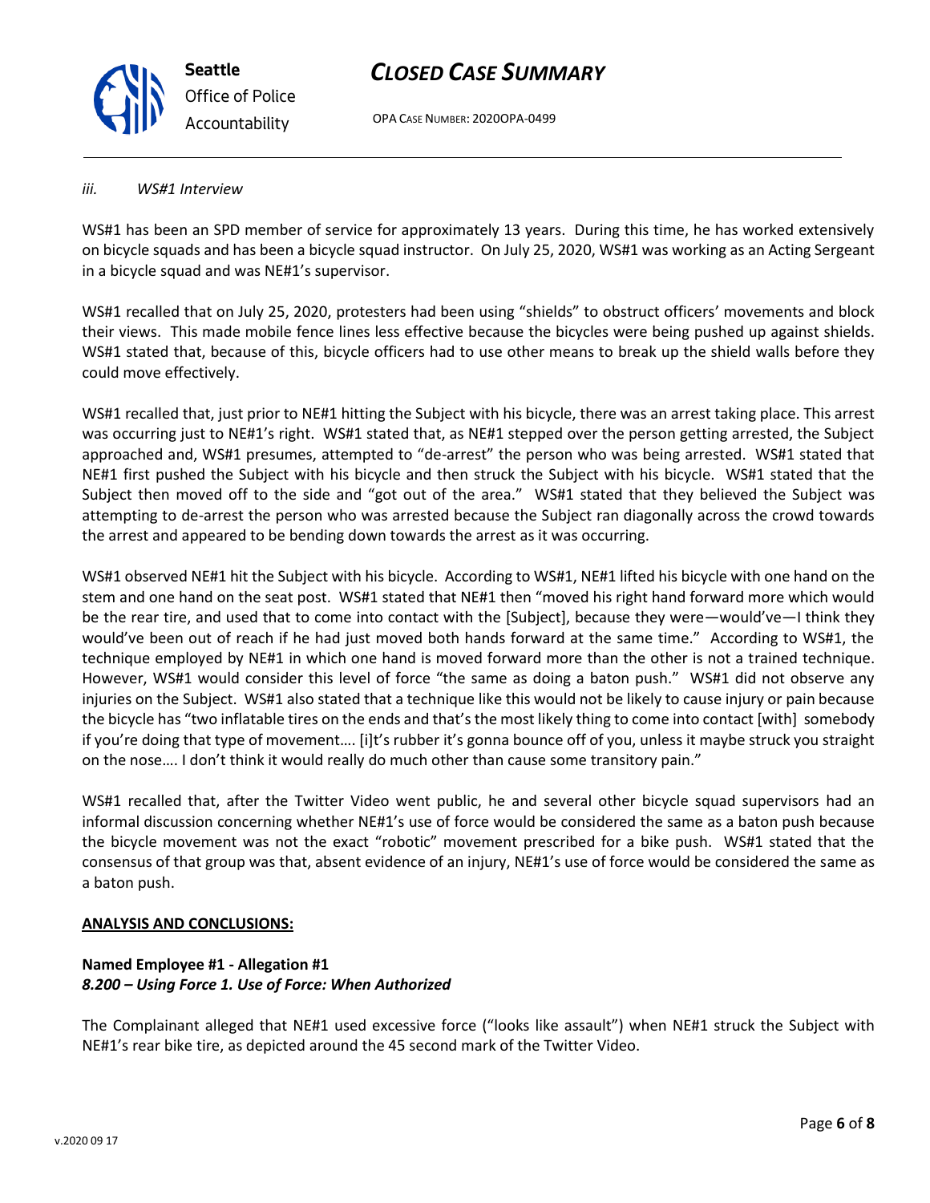*iii. WS#1 Interview*

WS#1 has been an SPD member of service for approximately 13 years. During this time, he has worked extensively on bicycle squads and has been a bicycle squad instructor. On July 25, 2020, WS#1 was working as an Acting Sergeant in a bicycle squad and was NE#1's supervisor.

WS#1 recalled that on July 25, 2020, protesters had been using "shields" to obstruct officers' movements and block their views. This made mobile fence lines less effective because the bicycles were being pushed up against shields. WS#1 stated that, because of this, bicycle officers had to use other means to break up the shield walls before they could move effectively.

WS#1 recalled that, just prior to NE#1 hitting the Subject with his bicycle, there was an arrest taking place. This arrest was occurring just to NE#1's right. WS#1 stated that, as NE#1 stepped over the person getting arrested, the Subject approached and, WS#1 presumes, attempted to "de-arrest" the person who was being arrested. WS#1 stated that NE#1 first pushed the Subject with his bicycle and then struck the Subject with his bicycle. WS#1 stated that the Subject then moved off to the side and "got out of the area." WS#1 stated that they believed the Subject was attempting to de-arrest the person who was arrested because the Subject ran diagonally across the crowd towards the arrest and appeared to be bending down towards the arrest as it was occurring.

WS#1 observed NE#1 hit the Subject with his bicycle. According to WS#1, NE#1 lifted his bicycle with one hand on the stem and one hand on the seat post. WS#1 stated that NE#1 then "moved his right hand forward more which would be the rear tire, and used that to come into contact with the [Subject], because they were—would've—I think they would've been out of reach if he had just moved both hands forward at the same time." According to WS#1, the technique employed by NE#1 in which one hand is moved forward more than the other is not a trained technique. However, WS#1 would consider this level of force "the same as doing a baton push." WS#1 did not observe any injuries on the Subject. WS#1 also stated that a technique like this would not be likely to cause injury or pain because the bicycle has "two inflatable tires on the ends and that's the most likely thing to come into contact [with] somebody if you're doing that type of movement…. [i]t's rubber it's gonna bounce off of you, unless it maybe struck you straight on the nose…. I don't think it would really do much other than cause some transitory pain."

WS#1 recalled that, after the Twitter Video went public, he and several other bicycle squad supervisors had an informal discussion concerning whether NE#1's use of force would be considered the same as a baton push because the bicycle movement was not the exact "robotic" movement prescribed for a bike push. WS#1 stated that the consensus of that group was that, absent evidence of an injury, NE#1's use of force would be considered the same as a baton push.

## ANALYSIS AND CONCLUSIONS:

**Named Employee #1 - Allegation #1**
***8.200 – Using Force 1. Use of Force: When Authorized***

The Complainant alleged that NE#1 used excessive force ("looks like assault") when NE#1 struck the Subject with NE#1's rear bike tire, as depicted around the 45 second mark of the Twitter Video.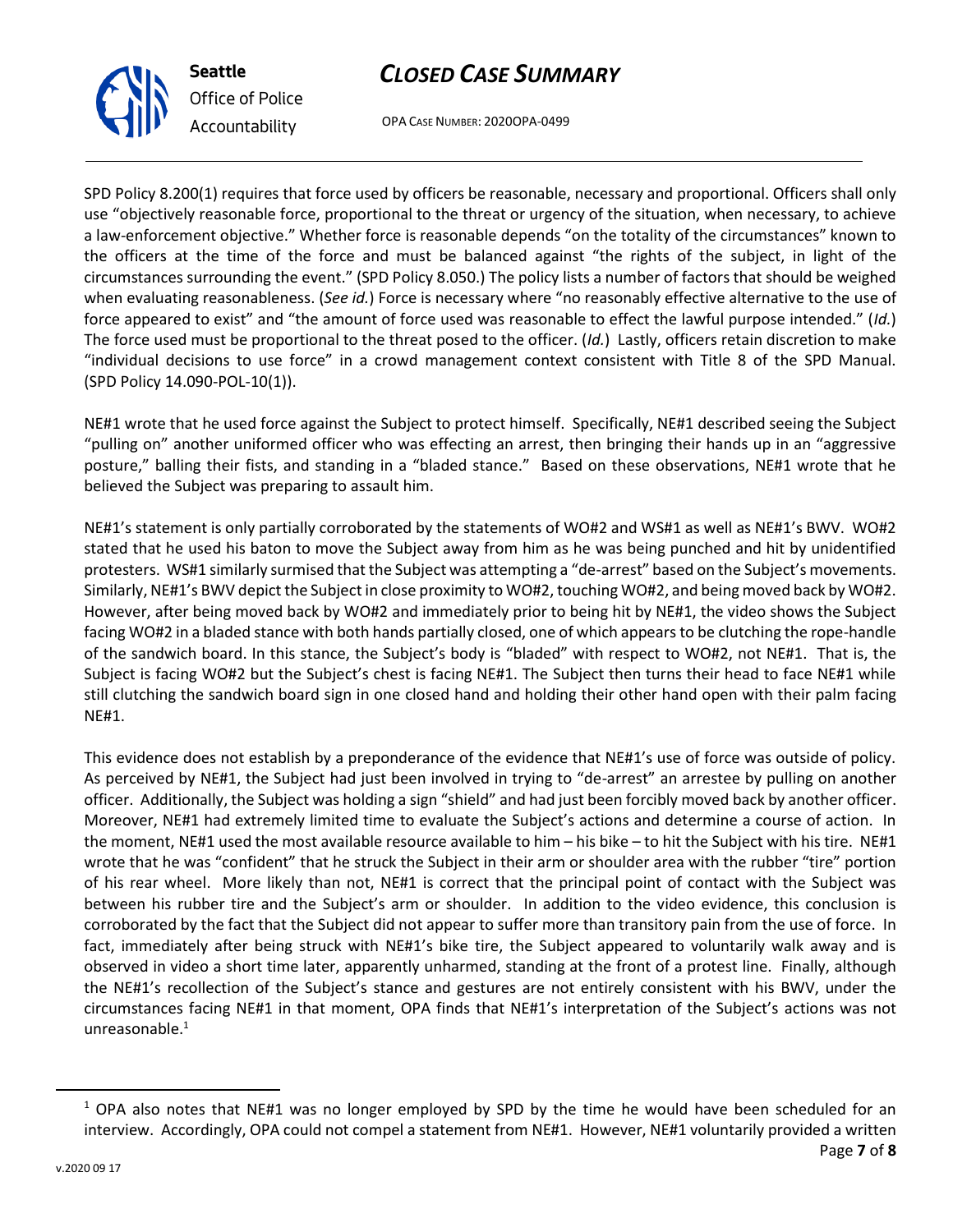SPD Policy 8.200(1) requires that force used by officers be reasonable, necessary and proportional. Officers shall only use "objectively reasonable force, proportional to the threat or urgency of the situation, when necessary, to achieve a law-enforcement objective." Whether force is reasonable depends "on the totality of the circumstances" known to the officers at the time of the force and must be balanced against "the rights of the subject, in light of the circumstances surrounding the event." (SPD Policy 8.050.) The policy lists a number of factors that should be weighed when evaluating reasonableness. (*See id.*) Force is necessary where "no reasonably effective alternative to the use of force appeared to exist" and "the amount of force used was reasonable to effect the lawful purpose intended." (*Id.*) The force used must be proportional to the threat posed to the officer. (*Id.*) Lastly, officers retain discretion to make "individual decisions to use force" in a crowd management context consistent with Title 8 of the SPD Manual. (SPD Policy 14.090-POL-10(1)).

NE#1 wrote that he used force against the Subject to protect himself. Specifically, NE#1 described seeing the Subject "pulling on" another uniformed officer who was effecting an arrest, then bringing their hands up in an "aggressive posture," balling their fists, and standing in a "bladed stance." Based on these observations, NE#1 wrote that he believed the Subject was preparing to assault him.

NE#1's statement is only partially corroborated by the statements of WO#2 and WS#1 as well as NE#1's BWV. WO#2 stated that he used his baton to move the Subject away from him as he was being punched and hit by unidentified protesters. WS#1 similarly surmised that the Subject was attempting a "de-arrest" based on the Subject's movements. Similarly, NE#1's BWV depict the Subject in close proximity to WO#2, touching WO#2, and being moved back by WO#2. However, after being moved back by WO#2 and immediately prior to being hit by NE#1, the video shows the Subject facing WO#2 in a bladed stance with both hands partially closed, one of which appears to be clutching the rope-handle of the sandwich board. In this stance, the Subject's body is "bladed" with respect to WO#2, not NE#1. That is, the Subject is facing WO#2 but the Subject's chest is facing NE#1. The Subject then turns their head to face NE#1 while still clutching the sandwich board sign in one closed hand and holding their other hand open with their palm facing NE#1.

This evidence does not establish by a preponderance of the evidence that NE#1's use of force was outside of policy. As perceived by NE#1, the Subject had just been involved in trying to "de-arrest" an arrestee by pulling on another officer. Additionally, the Subject was holding a sign "shield" and had just been forcibly moved back by another officer. Moreover, NE#1 had extremely limited time to evaluate the Subject's actions and determine a course of action. In the moment, NE#1 used the most available resource available to him – his bike – to hit the Subject with his tire. NE#1 wrote that he was "confident" that he struck the Subject in their arm or shoulder area with the rubber "tire" portion of his rear wheel. More likely than not, NE#1 is correct that the principal point of contact with the Subject was between his rubber tire and the Subject's arm or shoulder. In addition to the video evidence, this conclusion is corroborated by the fact that the Subject did not appear to suffer more than transitory pain from the use of force. In fact, immediately after being struck with NE#1's bike tire, the Subject appeared to voluntarily walk away and is observed in video a short time later, apparently unharmed, standing at the front of a protest line. Finally, although the NE#1's recollection of the Subject's stance and gestures are not entirely consistent with his BWV, under the circumstances facing NE#1 in that moment, OPA finds that NE#1's interpretation of the Subject's actions was not unreasonable.[1]

[1] OPA also notes that NE#1 was no longer employed by SPD by the time he would have been scheduled for an interview. Accordingly, OPA could not compel a statement from NE#1. However, NE#1 voluntarily provided a written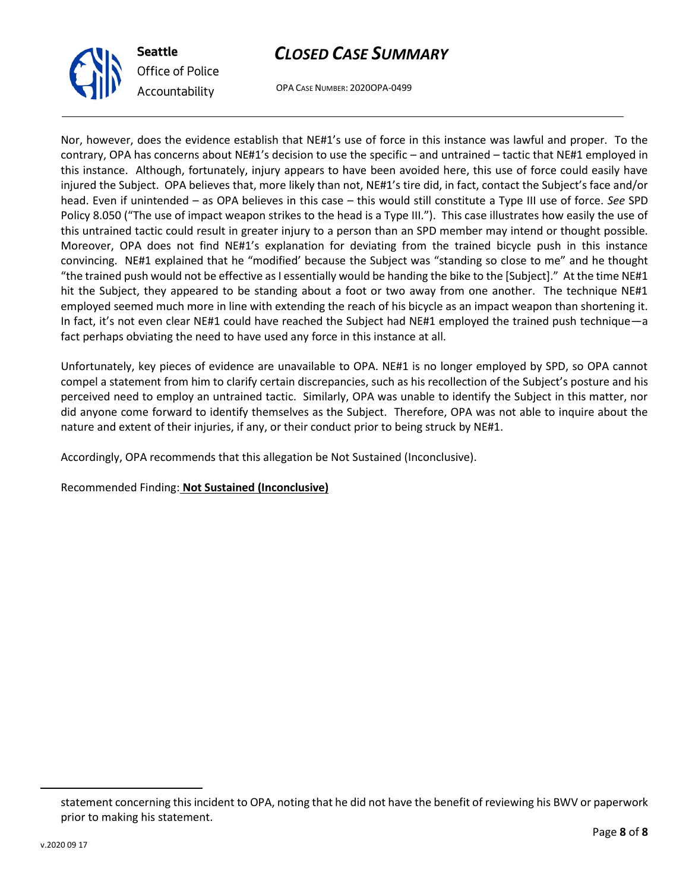Nor, however, does the evidence establish that NE#1's use of force in this instance was lawful and proper. To the contrary, OPA has concerns about NE#1's decision to use the specific – and untrained – tactic that NE#1 employed in this instance. Although, fortunately, injury appears to have been avoided here, this use of force could easily have injured the Subject. OPA believes that, more likely than not, NE#1's tire did, in fact, contact the Subject's face and/or head. Even if unintended – as OPA believes in this case – this would still constitute a Type III use of force. *See* SPD Policy 8.050 ("The use of impact weapon strikes to the head is a Type III."). This case illustrates how easily the use of this untrained tactic could result in greater injury to a person than an SPD member may intend or thought possible. Moreover, OPA does not find NE#1's explanation for deviating from the trained bicycle push in this instance convincing. NE#1 explained that he "modified' because the Subject was "standing so close to me" and he thought "the trained push would not be effective as I essentially would be handing the bike to the [Subject]." At the time NE#1 hit the Subject, they appeared to be standing about a foot or two away from one another. The technique NE#1 employed seemed much more in line with extending the reach of his bicycle as an impact weapon than shortening it. In fact, it's not even clear NE#1 could have reached the Subject had NE#1 employed the trained push technique—a fact perhaps obviating the need to have used any force in this instance at all.

Unfortunately, key pieces of evidence are unavailable to OPA. NE#1 is no longer employed by SPD, so OPA cannot compel a statement from him to clarify certain discrepancies, such as his recollection of the Subject's posture and his perceived need to employ an untrained tactic. Similarly, OPA was unable to identify the Subject in this matter, nor did anyone come forward to identify themselves as the Subject. Therefore, OPA was not able to inquire about the nature and extent of their injuries, if any, or their conduct prior to being struck by NE#1.

Accordingly, OPA recommends that this allegation be Not Sustained (Inconclusive).

Recommended Finding: **Not Sustained (Inconclusive)**

---

statement concerning this incident to OPA, noting that he did not have the benefit of reviewing his BWV or paperwork prior to making his statement.